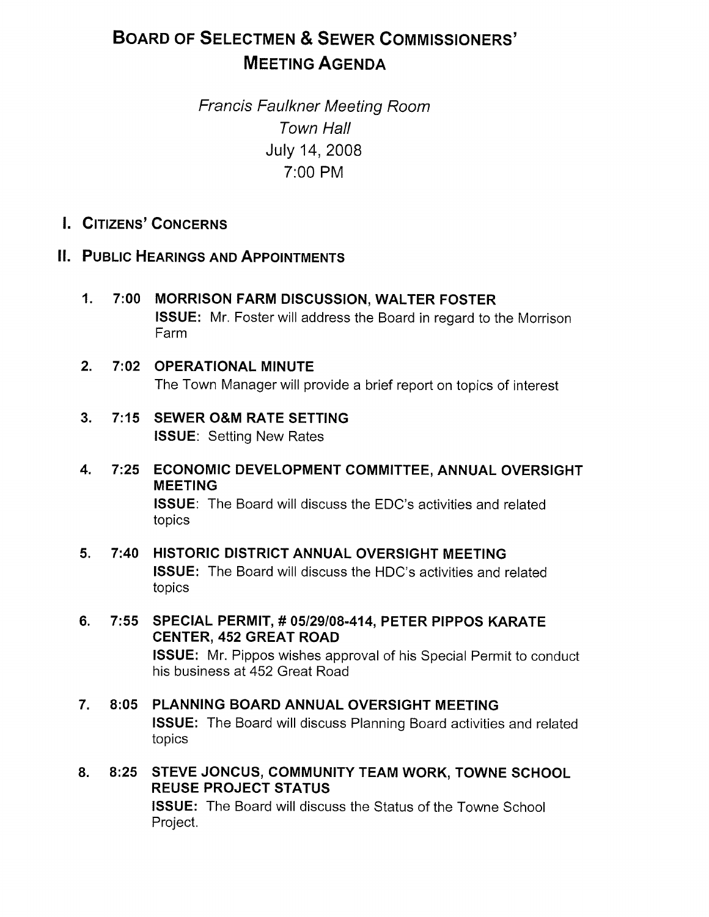# Board of Selectmen & Sewer Commissioners' Meeting Agenda

*Francis Faulkner Meeting Room*
*Town Hall*
July 14, 2008
7:00 PM

## I. Citizens' Concerns

## II. Public Hearings and Appointments

1. **7:00 MORRISON FARM DISCUSSION, WALTER FOSTER**
   **ISSUE:** Mr. Foster will address the Board in regard to the Morrison Farm

2. **7:02 OPERATIONAL MINUTE**
   The Town Manager will provide a brief report on topics of interest

3. **7:15 SEWER O&M RATE SETTING**
   **ISSUE**: Setting New Rates

4. **7:25 ECONOMIC DEVELOPMENT COMMITTEE, ANNUAL OVERSIGHT MEETING**
   **ISSUE**: The Board will discuss the EDC's activities and related topics

5. **7:40 HISTORIC DISTRICT ANNUAL OVERSIGHT MEETING**
   **ISSUE:** The Board will discuss the HDC's activities and related topics

6. **7:55 SPECIAL PERMIT, # 05/29/08-414, PETER PIPPOS KARATE CENTER, 452 GREAT ROAD**
   **ISSUE:** Mr. Pippos wishes approval of his Special Permit to conduct his business at 452 Great Road

7. **8:05 PLANNING BOARD ANNUAL OVERSIGHT MEETING**
   **ISSUE:** The Board will discuss Planning Board activities and related topics

8. **8:25 STEVE JONCUS, COMMUNITY TEAM WORK, TOWNE SCHOOL REUSE PROJECT STATUS**
   **ISSUE:** The Board will discuss the Status of the Towne School Project.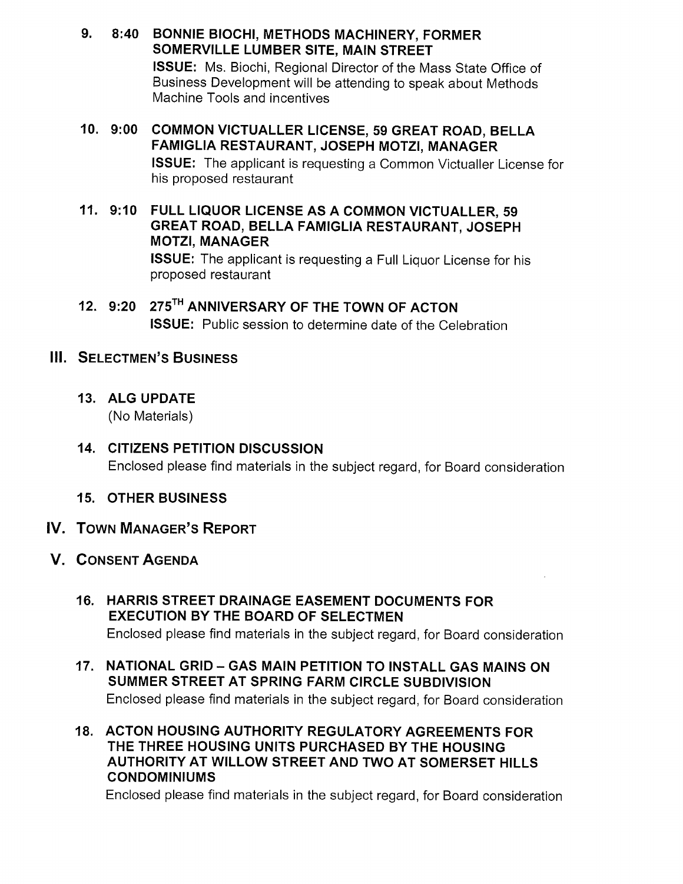9. **8:40 BONNIE BIOCHI, METHODS MACHINERY, FORMER SOMERVILLE LUMBER SITE, MAIN STREET**
   **ISSUE:** Ms. Biochi, Regional Director of the Mass State Office of Business Development will be attending to speak about Methods Machine Tools and incentives

10. **9:00 COMMON VICTUALLER LICENSE, 59 GREAT ROAD, BELLA FAMIGLIA RESTAURANT, JOSEPH MOTZI, MANAGER**
    **ISSUE:** The applicant is requesting a Common Victualler License for his proposed restaurant

11. **9:10 FULL LIQUOR LICENSE AS A COMMON VICTUALLER, 59 GREAT ROAD, BELLA FAMIGLIA RESTAURANT, JOSEPH MOTZI, MANAGER**
    **ISSUE:** The applicant is requesting a Full Liquor License for his proposed restaurant

12. **9:20 275TH ANNIVERSARY OF THE TOWN OF ACTON**
    **ISSUE:** Public session to determine date of the Celebration

## III. SELECTMEN'S BUSINESS

13. **ALG UPDATE**
    (No Materials)

14. **CITIZENS PETITION DISCUSSION**
    Enclosed please find materials in the subject regard, for Board consideration

15. **OTHER BUSINESS**

## IV. TOWN MANAGER'S REPORT

## V. CONSENT AGENDA

16. **HARRIS STREET DRAINAGE EASEMENT DOCUMENTS FOR EXECUTION BY THE BOARD OF SELECTMEN**
    Enclosed please find materials in the subject regard, for Board consideration

17. **NATIONAL GRID – GAS MAIN PETITION TO INSTALL GAS MAINS ON SUMMER STREET AT SPRING FARM CIRCLE SUBDIVISION**
    Enclosed please find materials in the subject regard, for Board consideration

18. **ACTON HOUSING AUTHORITY REGULATORY AGREEMENTS FOR THE THREE HOUSING UNITS PURCHASED BY THE HOUSING AUTHORITY AT WILLOW STREET AND TWO AT SOMERSET HILLS CONDOMINIUMS**
    Enclosed please find materials in the subject regard, for Board consideration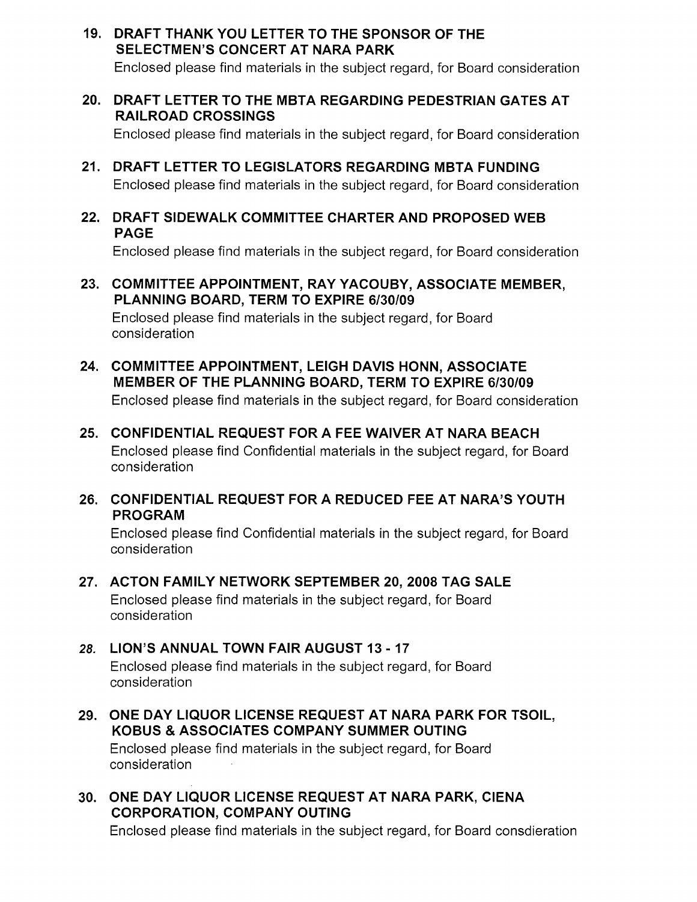**19. DRAFT THANK YOU LETTER TO THE SPONSOR OF THE SELECTMEN'S CONCERT AT NARA PARK**

Enclosed please find materials in the subject regard, for Board consideration

**20. DRAFT LETTER TO THE MBTA REGARDING PEDESTRIAN GATES AT RAILROAD CROSSINGS**

Enclosed please find materials in the subject regard, for Board consideration

**21. DRAFT LETTER TO LEGISLATORS REGARDING MBTA FUNDING**

Enclosed please find materials in the subject regard, for Board consideration

**22. DRAFT SIDEWALK COMMITTEE CHARTER AND PROPOSED WEB PAGE**

Enclosed please find materials in the subject regard, for Board consideration

**23. COMMITTEE APPOINTMENT, RAY YACOUBY, ASSOCIATE MEMBER, PLANNING BOARD, TERM TO EXPIRE 6/30/09**

Enclosed please find materials in the subject regard, for Board consideration

**24. COMMITTEE APPOINTMENT, LEIGH DAVIS HONN, ASSOCIATE MEMBER OF THE PLANNING BOARD, TERM TO EXPIRE 6/30/09**

Enclosed please find materials in the subject regard, for Board consideration

**25. CONFIDENTIAL REQUEST FOR A FEE WAIVER AT NARA BEACH**

Enclosed please find Confidential materials in the subject regard, for Board consideration

**26. CONFIDENTIAL REQUEST FOR A REDUCED FEE AT NARA'S YOUTH PROGRAM**

Enclosed please find Confidential materials in the subject regard, for Board consideration

**27. ACTON FAMILY NETWORK SEPTEMBER 20, 2008 TAG SALE**

Enclosed please find materials in the subject regard, for Board consideration

**28. LION'S ANNUAL TOWN FAIR AUGUST 13 - 17**

Enclosed please find materials in the subject regard, for Board consideration

**29. ONE DAY LIQUOR LICENSE REQUEST AT NARA PARK FOR TSOIL, KOBUS & ASSOCIATES COMPANY SUMMER OUTING**

Enclosed please find materials in the subject regard, for Board consideration

**30. ONE DAY LIQUOR LICENSE REQUEST AT NARA PARK, CIENA CORPORATION, COMPANY OUTING**

Enclosed please find materials in the subject regard, for Board consdieration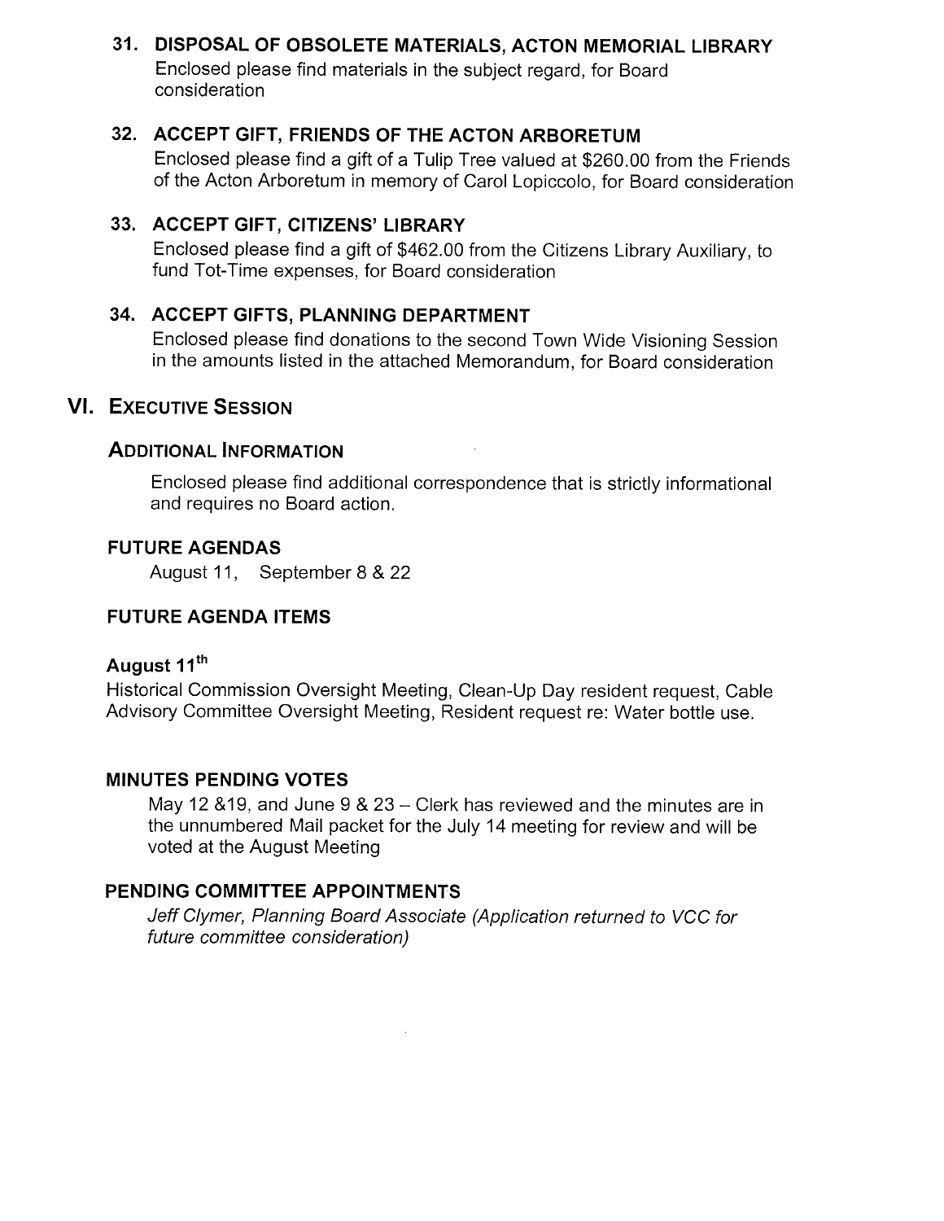### 31. DISPOSAL OF OBSOLETE MATERIALS, ACTON MEMORIAL LIBRARY

Enclosed please find materials in the subject regard, for Board consideration

### 32. ACCEPT GIFT, FRIENDS OF THE ACTON ARBORETUM

Enclosed please find a gift of a Tulip Tree valued at $260.00 from the Friends of the Acton Arboretum in memory of Carol Lopiccolo, for Board consideration

### 33. ACCEPT GIFT, CITIZENS' LIBRARY

Enclosed please find a gift of $462.00 from the Citizens Library Auxiliary, to fund Tot-Time expenses, for Board consideration

### 34. ACCEPT GIFTS, PLANNING DEPARTMENT

Enclosed please find donations to the second Town Wide Visioning Session in the amounts listed in the attached Memorandum, for Board consideration

## VI. EXECUTIVE SESSION

### ADDITIONAL INFORMATION

Enclosed please find additional correspondence that is strictly informational and requires no Board action.

### FUTURE AGENDAS

August 11, September 8 & 22

### FUTURE AGENDA ITEMS

**August 11th**

Historical Commission Oversight Meeting, Clean-Up Day resident request, Cable Advisory Committee Oversight Meeting, Resident request re: Water bottle use.

### MINUTES PENDING VOTES

May 12 &19, and June 9 & 23 – Clerk has reviewed and the minutes are in the unnumbered Mail packet for the July 14 meeting for review and will be voted at the August Meeting

### PENDING COMMITTEE APPOINTMENTS

*Jeff Clymer, Planning Board Associate (Application returned to VCC for future committee consideration)*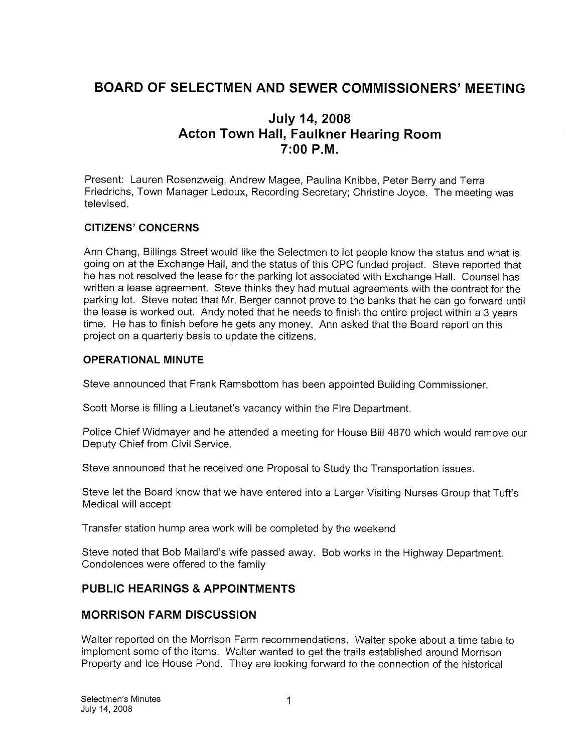# BOARD OF SELECTMEN AND SEWER COMMISSIONERS' MEETING

## July 14, 2008
## Acton Town Hall, Faulkner Hearing Room
## 7:00 P.M.

Present: Lauren Rosenzweig, Andrew Magee, Paulina Knibbe, Peter Berry and Terra Friedrichs, Town Manager Ledoux, Recording Secretary; Christine Joyce. The meeting was televised.

### CITIZENS' CONCERNS

Ann Chang, Billings Street would like the Selectmen to let people know the status and what is going on at the Exchange Hall, and the status of this CPC funded project. Steve reported that he has not resolved the lease for the parking lot associated with Exchange Hall. Counsel has written a lease agreement. Steve thinks they had mutual agreements with the contract for the parking lot. Steve noted that Mr. Berger cannot prove to the banks that he can go forward until the lease is worked out. Andy noted that he needs to finish the entire project within a 3 years time. He has to finish before he gets any money. Ann asked that the Board report on this project on a quarterly basis to update the citizens.

### OPERATIONAL MINUTE

Steve announced that Frank Ramsbottom has been appointed Building Commissioner.

Scott Morse is filling a Lieutanet's vacancy within the Fire Department.

Police Chief Widmayer and he attended a meeting for House Bill 4870 which would remove our Deputy Chief from Civil Service.

Steve announced that he received one Proposal to Study the Transportation issues.

Steve let the Board know that we have entered into a Larger Visiting Nurses Group that Tuft's Medical will accept

Transfer station hump area work will be completed by the weekend

Steve noted that Bob Mallard's wife passed away. Bob works in the Highway Department. Condolences were offered to the family

## PUBLIC HEARINGS & APPOINTMENTS

## MORRISON FARM DISCUSSION

Walter reported on the Morrison Farm recommendations. Walter spoke about a time table to implement some of the items. Walter wanted to get the trails established around Morrison Property and Ice House Pond. They are looking forward to the connection of the historical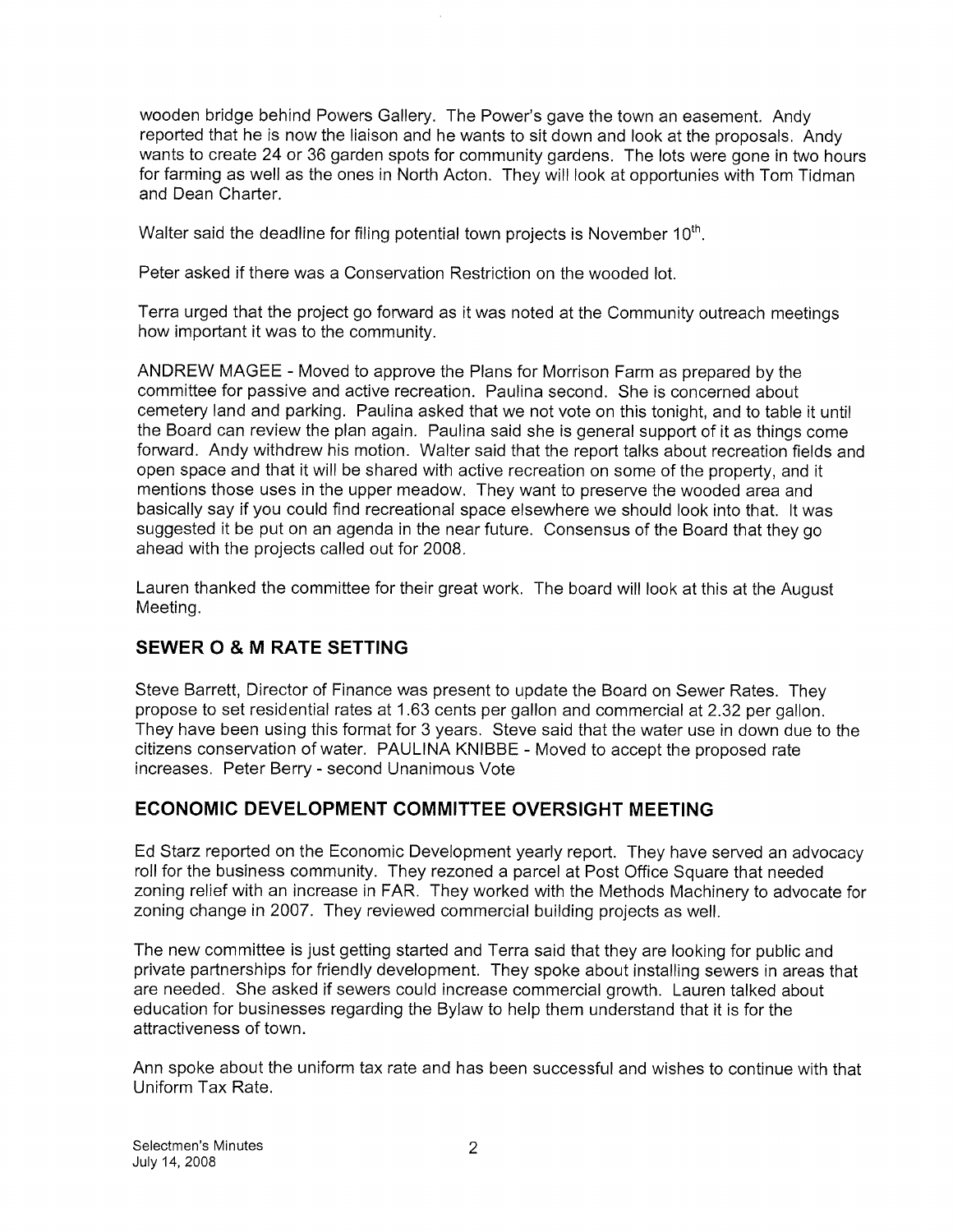wooden bridge behind Powers Gallery. The Power's gave the town an easement. Andy reported that he is now the liaison and he wants to sit down and look at the proposals. Andy wants to create 24 or 36 garden spots for community gardens. The lots were gone in two hours for farming as well as the ones in North Acton. They will look at opportunies with Tom Tidman and Dean Charter.

Walter said the deadline for filing potential town projects is November 10th.

Peter asked if there was a Conservation Restriction on the wooded lot.

Terra urged that the project go forward as it was noted at the Community outreach meetings how important it was to the community.

ANDREW MAGEE - Moved to approve the Plans for Morrison Farm as prepared by the committee for passive and active recreation. Paulina second. She is concerned about cemetery land and parking. Paulina asked that we not vote on this tonight, and to table it until the Board can review the plan again. Paulina said she is general support of it as things come forward. Andy withdrew his motion. Walter said that the report talks about recreation fields and open space and that it will be shared with active recreation on some of the property, and it mentions those uses in the upper meadow. They want to preserve the wooded area and basically say if you could find recreational space elsewhere we should look into that. It was suggested it be put on an agenda in the near future. Consensus of the Board that they go ahead with the projects called out for 2008.

Lauren thanked the committee for their great work. The board will look at this at the August Meeting.

## SEWER O & M RATE SETTING

Steve Barrett, Director of Finance was present to update the Board on Sewer Rates. They propose to set residential rates at 1.63 cents per gallon and commercial at 2.32 per gallon. They have been using this format for 3 years. Steve said that the water use in down due to the citizens conservation of water. PAULINA KNIBBE - Moved to accept the proposed rate increases. Peter Berry - second Unanimous Vote

## ECONOMIC DEVELOPMENT COMMITTEE OVERSIGHT MEETING

Ed Starz reported on the Economic Development yearly report. They have served an advocacy roll for the business community. They rezoned a parcel at Post Office Square that needed zoning relief with an increase in FAR. They worked with the Methods Machinery to advocate for zoning change in 2007. They reviewed commercial building projects as well.

The new committee is just getting started and Terra said that they are looking for public and private partnerships for friendly development. They spoke about installing sewers in areas that are needed. She asked if sewers could increase commercial growth. Lauren talked about education for businesses regarding the Bylaw to help them understand that it is for the attractiveness of town.

Ann spoke about the uniform tax rate and has been successful and wishes to continue with that Uniform Tax Rate.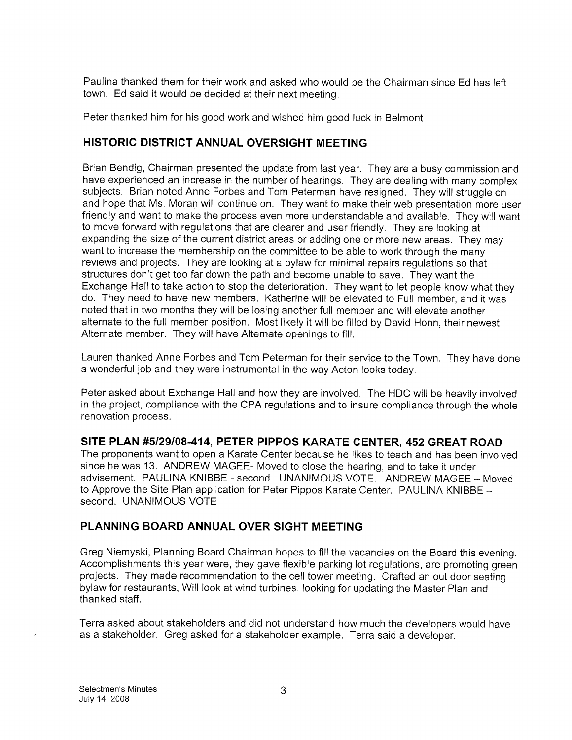Paulina thanked them for their work and asked who would be the Chairman since Ed has left town. Ed said it would be decided at their next meeting.

Peter thanked him for his good work and wished him good luck in Belmont

## HISTORIC DISTRICT ANNUAL OVERSIGHT MEETING

Brian Bendig, Chairman presented the update from last year. They are a busy commission and have experienced an increase in the number of hearings. They are dealing with many complex subjects. Brian noted Anne Forbes and Tom Peterman have resigned. They will struggle on and hope that Ms. Moran will continue on. They want to make their web presentation more user friendly and want to make the process even more understandable and available. They will want to move forward with regulations that are clearer and user friendly. They are looking at expanding the size of the current district areas or adding one or more new areas. They may want to increase the membership on the committee to be able to work through the many reviews and projects. They are looking at a bylaw for minimal repairs regulations so that structures don't get too far down the path and become unable to save. They want the Exchange Hall to take action to stop the deterioration. They want to let people know what they do. They need to have new members. Katherine will be elevated to Full member, and it was noted that in two months they will be losing another full member and will elevate another alternate to the full member position. Most likely it will be filled by David Honn, their newest Alternate member. They will have Alternate openings to fill.

Lauren thanked Anne Forbes and Tom Peterman for their service to the Town. They have done a wonderful job and they were instrumental in the way Acton looks today.

Peter asked about Exchange Hall and how they are involved. The HDC will be heavily involved in the project, compliance with the CPA regulations and to insure compliance through the whole renovation process.

## SITE PLAN #5/29/08-414, PETER PIPPOS KARATE CENTER, 452 GREAT ROAD

The proponents want to open a Karate Center because he likes to teach and has been involved since he was 13. ANDREW MAGEE- Moved to close the hearing, and to take it under advisement. PAULINA KNIBBE - second. UNANIMOUS VOTE. ANDREW MAGEE – Moved to Approve the Site Plan application for Peter Pippos Karate Center. PAULINA KNIBBE – second. UNANIMOUS VOTE

## PLANNING BOARD ANNUAL OVER SIGHT MEETING

Greg Niemyski, Planning Board Chairman hopes to fill the vacancies on the Board this evening. Accomplishments this year were, they gave flexible parking lot regulations, are promoting green projects. They made recommendation to the cell tower meeting. Crafted an out door seating bylaw for restaurants, Will look at wind turbines, looking for updating the Master Plan and thanked staff.

Terra asked about stakeholders and did not understand how much the developers would have as a stakeholder. Greg asked for a stakeholder example. Terra said a developer.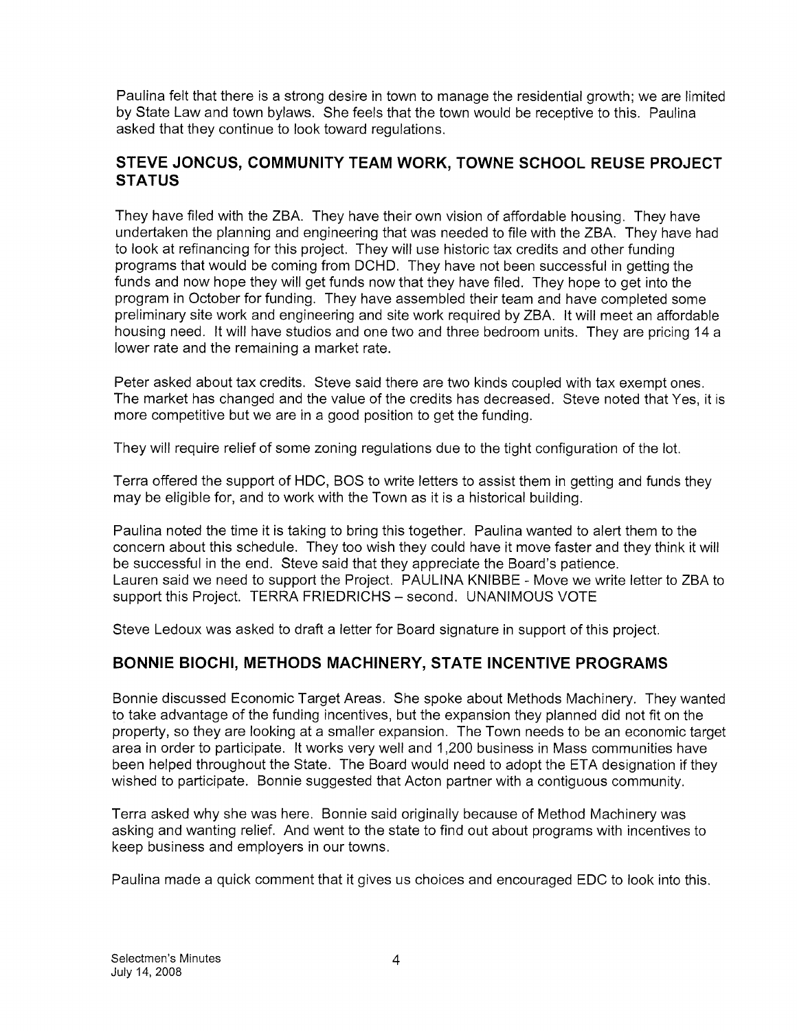Paulina felt that there is a strong desire in town to manage the residential growth; we are limited by State Law and town bylaws. She feels that the town would be receptive to this. Paulina asked that they continue to look toward regulations.

## STEVE JONCUS, COMMUNITY TEAM WORK, TOWNE SCHOOL REUSE PROJECT STATUS

They have filed with the ZBA. They have their own vision of affordable housing. They have undertaken the planning and engineering that was needed to file with the ZBA. They have had to look at refinancing for this project. They will use historic tax credits and other funding programs that would be coming from DCHD. They have not been successful in getting the funds and now hope they will get funds now that they have filed. They hope to get into the program in October for funding. They have assembled their team and have completed some preliminary site work and engineering and site work required by ZBA. It will meet an affordable housing need. It will have studios and one two and three bedroom units. They are pricing 14 a lower rate and the remaining a market rate.

Peter asked about tax credits. Steve said there are two kinds coupled with tax exempt ones. The market has changed and the value of the credits has decreased. Steve noted that Yes, it is more competitive but we are in a good position to get the funding.

They will require relief of some zoning regulations due to the tight configuration of the lot.

Terra offered the support of HDC, BOS to write letters to assist them in getting and funds they may be eligible for, and to work with the Town as it is a historical building.

Paulina noted the time it is taking to bring this together. Paulina wanted to alert them to the concern about this schedule. They too wish they could have it move faster and they think it will be successful in the end. Steve said that they appreciate the Board's patience.
Lauren said we need to support the Project. PAULINA KNIBBE - Move we write letter to ZBA to support this Project. TERRA FRIEDRICHS – second. UNANIMOUS VOTE

Steve Ledoux was asked to draft a letter for Board signature in support of this project.

## BONNIE BIOCHI, METHODS MACHINERY, STATE INCENTIVE PROGRAMS

Bonnie discussed Economic Target Areas. She spoke about Methods Machinery. They wanted to take advantage of the funding incentives, but the expansion they planned did not fit on the property, so they are looking at a smaller expansion. The Town needs to be an economic target area in order to participate. It works very well and 1,200 business in Mass communities have been helped throughout the State. The Board would need to adopt the ETA designation if they wished to participate. Bonnie suggested that Acton partner with a contiguous community.

Terra asked why she was here. Bonnie said originally because of Method Machinery was asking and wanting relief. And went to the state to find out about programs with incentives to keep business and employers in our towns.

Paulina made a quick comment that it gives us choices and encouraged EDC to look into this.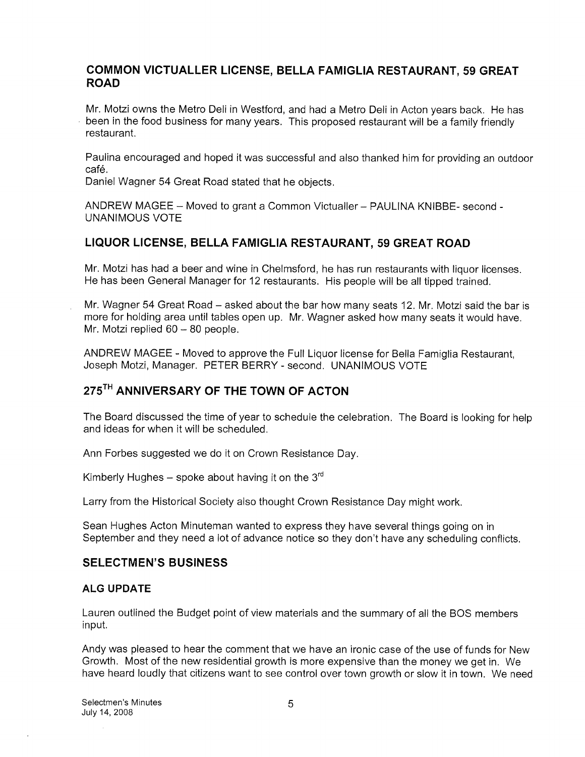## COMMON VICTUALLER LICENSE, BELLA FAMIGLIA RESTAURANT, 59 GREAT ROAD

Mr. Motzi owns the Metro Deli in Westford, and had a Metro Deli in Acton years back. He has been in the food business for many years. This proposed restaurant will be a family friendly restaurant.

Paulina encouraged and hoped it was successful and also thanked him for providing an outdoor café.
Daniel Wagner 54 Great Road stated that he objects.

ANDREW MAGEE – Moved to grant a Common Victualler – PAULINA KNIBBE- second - UNANIMOUS VOTE

## LIQUOR LICENSE, BELLA FAMIGLIA RESTAURANT, 59 GREAT ROAD

Mr. Motzi has had a beer and wine in Chelmsford, he has run restaurants with liquor licenses. He has been General Manager for 12 restaurants. His people will be all tipped trained.

Mr. Wagner 54 Great Road – asked about the bar how many seats 12. Mr. Motzi said the bar is more for holding area until tables open up. Mr. Wagner asked how many seats it would have. Mr. Motzi replied 60 – 80 people.

ANDREW MAGEE - Moved to approve the Full Liquor license for Bella Famiglia Restaurant, Joseph Motzi, Manager. PETER BERRY - second. UNANIMOUS VOTE

## 275TH ANNIVERSARY OF THE TOWN OF ACTON

The Board discussed the time of year to schedule the celebration. The Board is looking for help and ideas for when it will be scheduled.

Ann Forbes suggested we do it on Crown Resistance Day.

Kimberly Hughes – spoke about having it on the 3rd

Larry from the Historical Society also thought Crown Resistance Day might work.

Sean Hughes Acton Minuteman wanted to express they have several things going on in September and they need a lot of advance notice so they don't have any scheduling conflicts.

## SELECTMEN'S BUSINESS

### ALG UPDATE

Lauren outlined the Budget point of view materials and the summary of all the BOS members input.

Andy was pleased to hear the comment that we have an ironic case of the use of funds for New Growth. Most of the new residential growth is more expensive than the money we get in. We have heard loudly that citizens want to see control over town growth or slow it in town. We need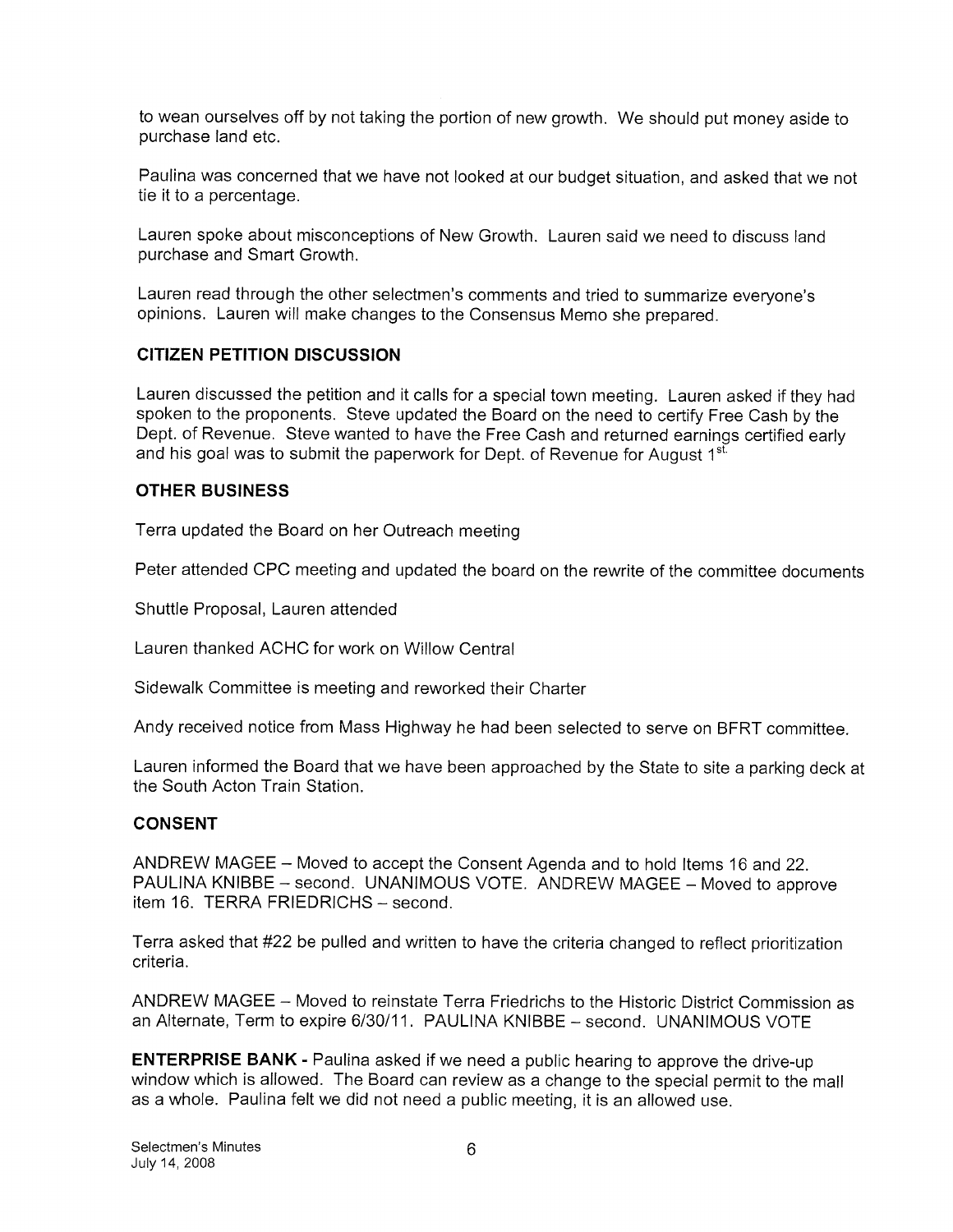to wean ourselves off by not taking the portion of new growth. We should put money aside to purchase land etc.

Paulina was concerned that we have not looked at our budget situation, and asked that we not tie it to a percentage.

Lauren spoke about misconceptions of New Growth. Lauren said we need to discuss land purchase and Smart Growth.

Lauren read through the other selectmen's comments and tried to summarize everyone's opinions. Lauren will make changes to the Consensus Memo she prepared.

**CITIZEN PETITION DISCUSSION**

Lauren discussed the petition and it calls for a special town meeting. Lauren asked if they had spoken to the proponents. Steve updated the Board on the need to certify Free Cash by the Dept. of Revenue. Steve wanted to have the Free Cash and returned earnings certified early and his goal was to submit the paperwork for Dept. of Revenue for August 1st.

**OTHER BUSINESS**

Terra updated the Board on her Outreach meeting

Peter attended CPC meeting and updated the board on the rewrite of the committee documents

Shuttle Proposal, Lauren attended

Lauren thanked ACHC for work on Willow Central

Sidewalk Committee is meeting and reworked their Charter

Andy received notice from Mass Highway he had been selected to serve on BFRT committee.

Lauren informed the Board that we have been approached by the State to site a parking deck at the South Acton Train Station.

**CONSENT**

ANDREW MAGEE – Moved to accept the Consent Agenda and to hold Items 16 and 22. PAULINA KNIBBE – second. UNANIMOUS VOTE. ANDREW MAGEE – Moved to approve item 16. TERRA FRIEDRICHS – second.

Terra asked that #22 be pulled and written to have the criteria changed to reflect prioritization criteria.

ANDREW MAGEE – Moved to reinstate Terra Friedrichs to the Historic District Commission as an Alternate, Term to expire 6/30/11. PAULINA KNIBBE – second. UNANIMOUS VOTE

**ENTERPRISE BANK -** Paulina asked if we need a public hearing to approve the drive-up window which is allowed. The Board can review as a change to the special permit to the mall as a whole. Paulina felt we did not need a public meeting, it is an allowed use.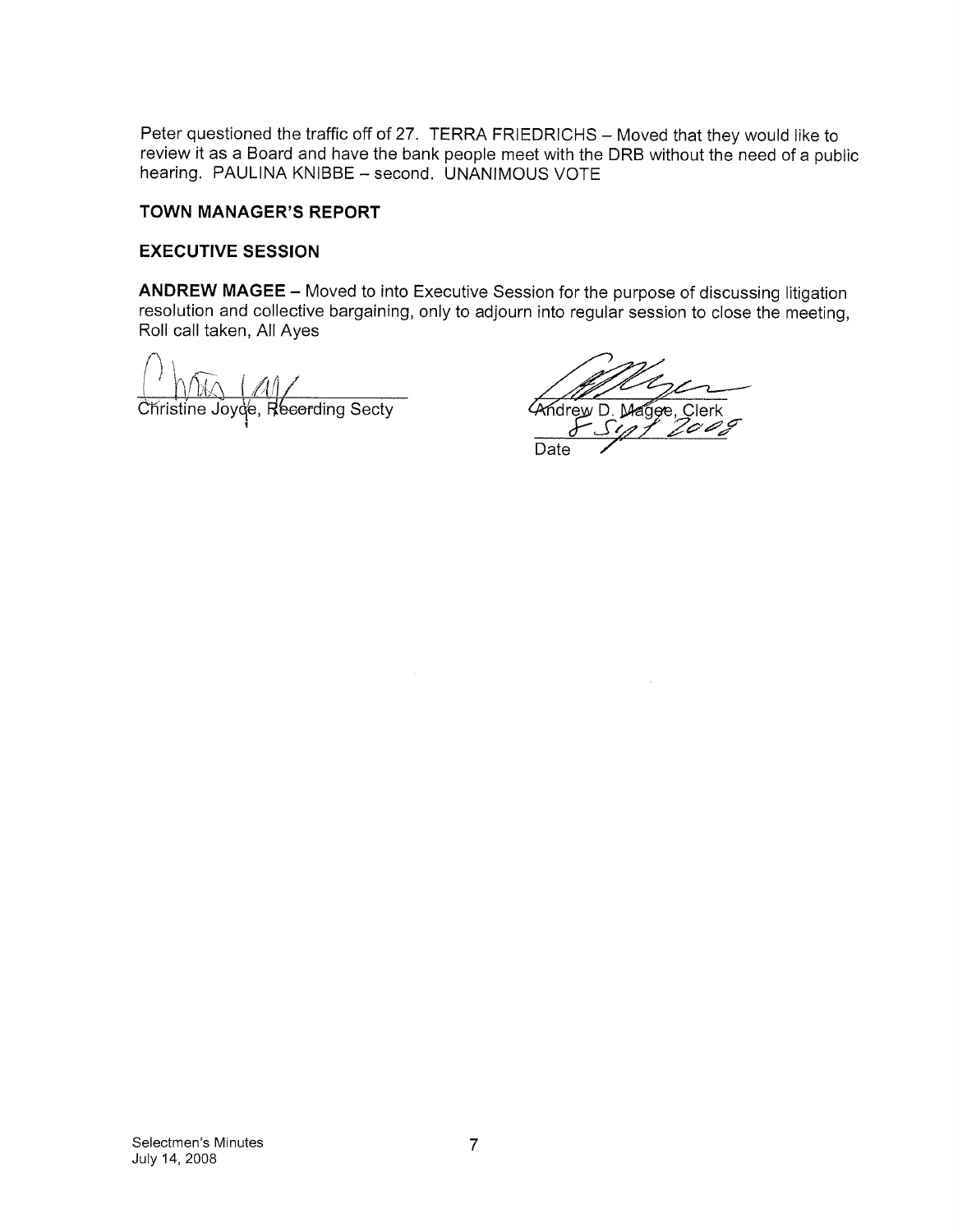Peter questioned the traffic off of 27. TERRA FRIEDRICHS – Moved that they would like to review it as a Board and have the bank people meet with the DRB without the need of a public hearing. PAULINA KNIBBE – second. UNANIMOUS VOTE

**TOWN MANAGER'S REPORT**

**EXECUTIVE SESSION**

**ANDREW MAGEE** – Moved to into Executive Session for the purpose of discussing litigation resolution and collective bargaining, only to adjourn into regular session to close the meeting, Roll call taken, All Ayes

Christine Joyce, Recording Secty

Andrew D. Magee, Clerk

8 Sept 2008

Date